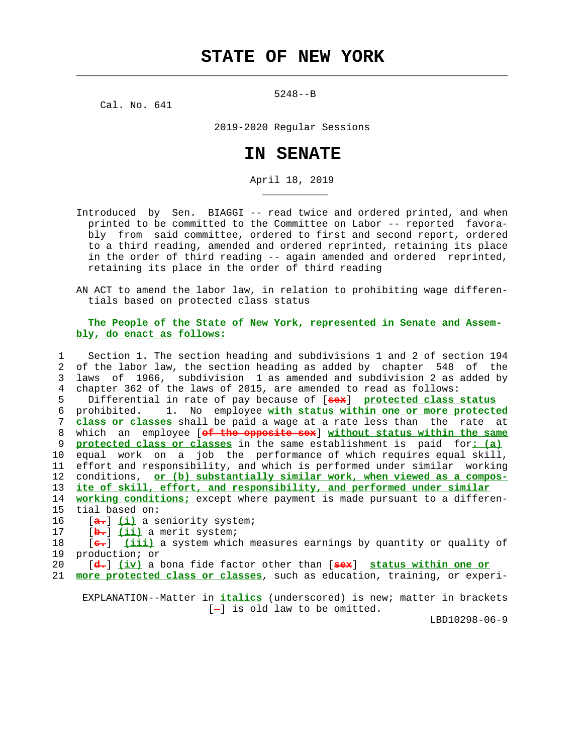# STATE OF NEW YORK

5248--B

Cal. No. 641

2019-2020 Regular Sessions

# IN SENATE

April 18, 2019

Introduced by Sen. BIAGGI -- read twice and ordered printed, and when printed to be committed to the Committee on Labor -- reported favorably from said committee, ordered to first and second report, ordered to a third reading, amended and ordered reprinted, retaining its place in the order of third reading -- again amended and ordered reprinted, retaining its place in the order of third reading

AN ACT to amend the labor law, in relation to prohibiting wage differentials based on protected class status

***The People of the State of New York, represented in Senate and Assembly, do enact as follows:***

```
 1    Section 1. The section heading and subdivisions 1 and 2 of section 194
 2  of the labor law, the section heading as added by  chapter  548  of  the
 3  laws  of  1966,  subdivision  1 as amended and subdivision 2 as added by
 4  chapter 362 of the laws of 2015, are amended to read as follows:
 5    Differential in rate of pay because of [sex]  protected class status
 6  prohibited.   1.  No  employee with status within one or more protected
 7  class or classes shall be paid a wage at a rate less than  the  rate  at
 8  which  an  employee [of the opposite sex] without status within the same
 9  protected class or classes in the same establishment is  paid  for: (a)
10  equal  work  on  a  job  the  performance of which requires equal skill,
11  effort and responsibility, and which is performed under similar  working
12  conditions,  or (b) substantially similar work, when viewed as a compos-
13  ite of skill, effort, and responsibility, and performed under similar
14  working conditions; except where payment is made pursuant to a differen-
15  tial based on:
16    [a.] (i) a seniority system;
17    [b.] (ii) a merit system;
18    [c.]  (iii) a system which measures earnings by quantity or quality of
19  production; or
20    [d.] (iv) a bona fide factor other than [sex]  status within one or
21  more protected class or classes, such as education, training, or experi-
```

EXPLANATION--Matter in ***italics*** (underscored) is new; matter in brackets [-] is old law to be omitted.

LBD10298-06-9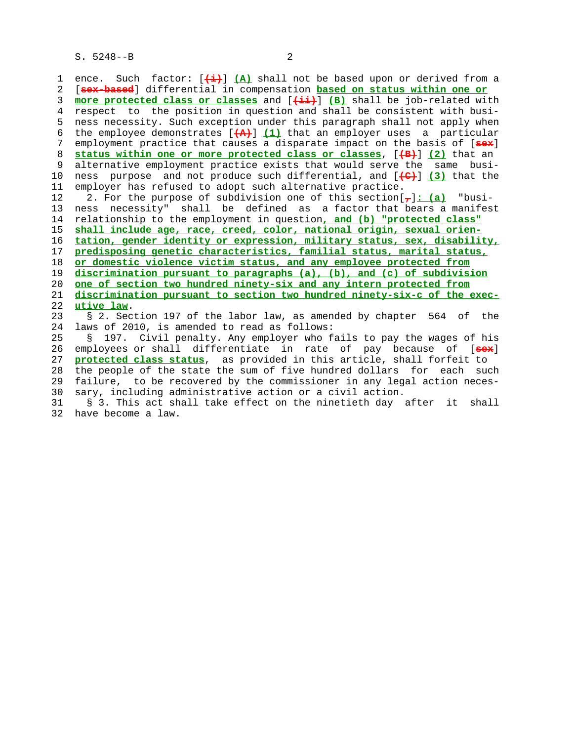ence. Such factor: [~~(i)~~] **(A)** shall not be based upon or derived from a [~~sex-based~~] differential in compensation **based on status within one or more protected class or classes** and [~~(ii)~~] **(B)** shall be job-related with respect to the position in question and shall be consistent with business necessity. Such exception under this paragraph shall not apply when the employee demonstrates [~~(A)~~] **(1)** that an employer uses a particular employment practice that causes a disparate impact on the basis of [~~sex~~] **status within one or more protected class or classes**, [~~(B)~~] **(2)** that an alternative employment practice exists that would serve the same business purpose and not produce such differential, and [~~(C)~~] **(3)** that the employer has refused to adopt such alternative practice.

2. For the purpose of subdivision one of this section[~~,~~]**: (a)** "business necessity" shall be defined as a factor that bears a manifest relationship to the employment in question**, and (b) "protected class" shall include age, race, creed, color, national origin, sexual orientation, gender identity or expression, military status, sex, disability, predisposing genetic characteristics, familial status, marital status, or domestic violence victim status, and any employee protected from discrimination pursuant to paragraphs (a), (b), and (c) of subdivision one of section two hundred ninety-six and any intern protected from discrimination pursuant to section two hundred ninety-six-c of the executive law**.

§ 2. Section 197 of the labor law, as amended by chapter 564 of the laws of 2010, is amended to read as follows:

§ 197. Civil penalty. Any employer who fails to pay the wages of his employees or shall differentiate in rate of pay because of [~~sex~~] **protected class status**, as provided in this article, shall forfeit to the people of the state the sum of five hundred dollars for each such failure, to be recovered by the commissioner in any legal action necessary, including administrative action or a civil action.

§ 3. This act shall take effect on the ninetieth day after it shall have become a law.